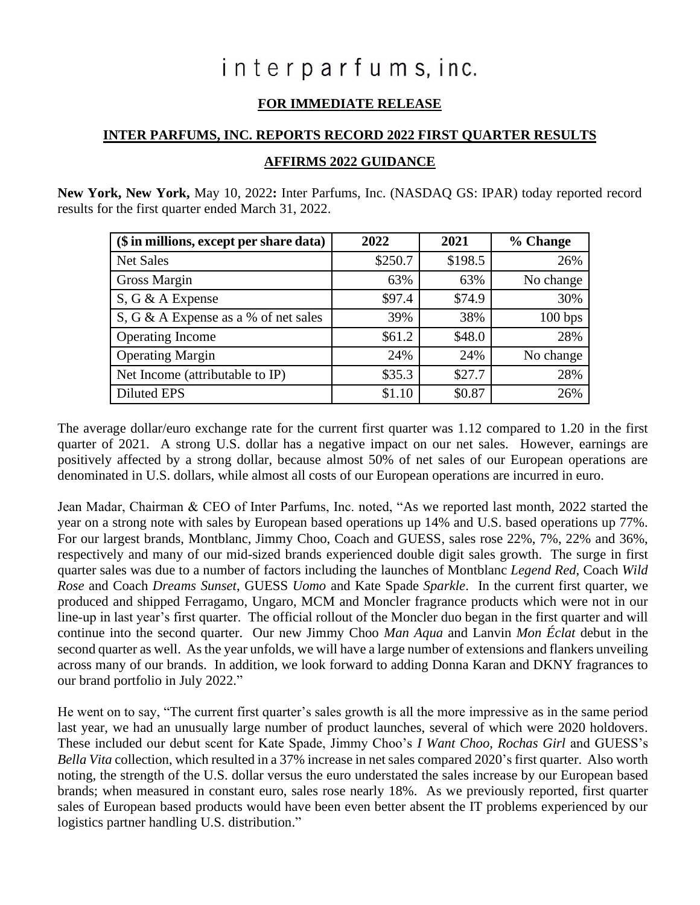# interparfums, inc.

**FOR IMMEDIATE RELEASE**

## INTER PARFUMS, INC. REPORTS RECORD 2022 FIRST QUARTER RESULTS

## AFFIRMS 2022 GUIDANCE

**New York, New York,** May 10, 2022**:** Inter Parfums, Inc. (NASDAQ GS: IPAR) today reported record results for the first quarter ended March 31, 2022.

| ($ in millions, except per share data) | 2022 | 2021 | % Change |
|---|---|---|---|
| Net Sales | $250.7 | $198.5 | 26% |
| Gross Margin | 63% | 63% | No change |
| S, G & A Expense | $97.4 | $74.9 | 30% |
| S, G & A Expense as a % of net sales | 39% | 38% | 100 bps |
| Operating Income | $61.2 | $48.0 | 28% |
| Operating Margin | 24% | 24% | No change |
| Net Income (attributable to IP) | $35.3 | $27.7 | 28% |
| Diluted EPS | $1.10 | $0.87 | 26% |

The average dollar/euro exchange rate for the current first quarter was 1.12 compared to 1.20 in the first quarter of 2021. A strong U.S. dollar has a negative impact on our net sales. However, earnings are positively affected by a strong dollar, because almost 50% of net sales of our European operations are denominated in U.S. dollars, while almost all costs of our European operations are incurred in euro.

Jean Madar, Chairman & CEO of Inter Parfums, Inc. noted, "As we reported last month, 2022 started the year on a strong note with sales by European based operations up 14% and U.S. based operations up 77%. For our largest brands, Montblanc, Jimmy Choo, Coach and GUESS, sales rose 22%, 7%, 22% and 36%, respectively and many of our mid-sized brands experienced double digit sales growth. The surge in first quarter sales was due to a number of factors including the launches of Montblanc *Legend Red*, Coach *Wild Rose* and Coach *Dreams Sunset*, GUESS *Uomo* and Kate Spade *Sparkle*. In the current first quarter, we produced and shipped Ferragamo, Ungaro, MCM and Moncler fragrance products which were not in our line-up in last year's first quarter. The official rollout of the Moncler duo began in the first quarter and will continue into the second quarter. Our new Jimmy Choo *Man Aqua* and Lanvin *Mon Éclat* debut in the second quarter as well. As the year unfolds, we will have a large number of extensions and flankers unveiling across many of our brands. In addition, we look forward to adding Donna Karan and DKNY fragrances to our brand portfolio in July 2022."

He went on to say, "The current first quarter's sales growth is all the more impressive as in the same period last year, we had an unusually large number of product launches, several of which were 2020 holdovers. These included our debut scent for Kate Spade, Jimmy Choo's *I Want Choo*, *Rochas Girl* and GUESS's *Bella Vita* collection, which resulted in a 37% increase in net sales compared 2020's first quarter. Also worth noting, the strength of the U.S. dollar versus the euro understated the sales increase by our European based brands; when measured in constant euro, sales rose nearly 18%. As we previously reported, first quarter sales of European based products would have been even better absent the IT problems experienced by our logistics partner handling U.S. distribution."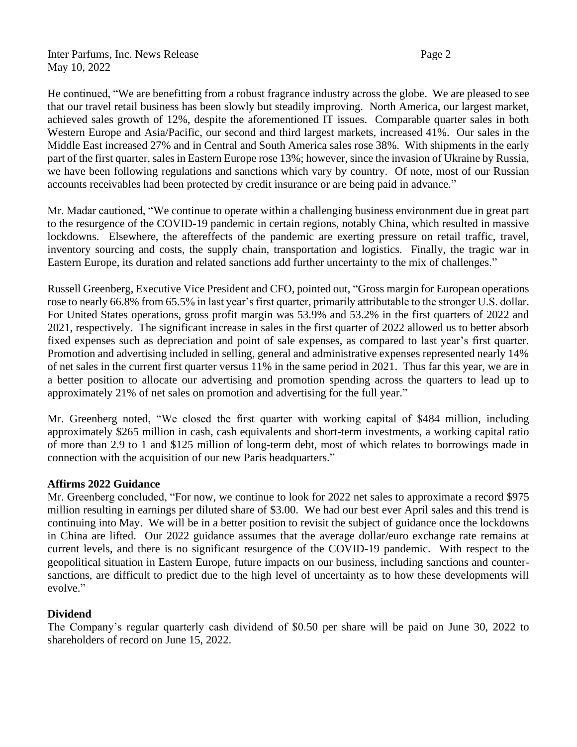He continued, "We are benefitting from a robust fragrance industry across the globe. We are pleased to see that our travel retail business has been slowly but steadily improving. North America, our largest market, achieved sales growth of 12%, despite the aforementioned IT issues. Comparable quarter sales in both Western Europe and Asia/Pacific, our second and third largest markets, increased 41%. Our sales in the Middle East increased 27% and in Central and South America sales rose 38%. With shipments in the early part of the first quarter, sales in Eastern Europe rose 13%; however, since the invasion of Ukraine by Russia, we have been following regulations and sanctions which vary by country. Of note, most of our Russian accounts receivables had been protected by credit insurance or are being paid in advance."

Mr. Madar cautioned, "We continue to operate within a challenging business environment due in great part to the resurgence of the COVID-19 pandemic in certain regions, notably China, which resulted in massive lockdowns. Elsewhere, the aftereffects of the pandemic are exerting pressure on retail traffic, travel, inventory sourcing and costs, the supply chain, transportation and logistics. Finally, the tragic war in Eastern Europe, its duration and related sanctions add further uncertainty to the mix of challenges."

Russell Greenberg, Executive Vice President and CFO, pointed out, "Gross margin for European operations rose to nearly 66.8% from 65.5% in last year's first quarter, primarily attributable to the stronger U.S. dollar. For United States operations, gross profit margin was 53.9% and 53.2% in the first quarters of 2022 and 2021, respectively. The significant increase in sales in the first quarter of 2022 allowed us to better absorb fixed expenses such as depreciation and point of sale expenses, as compared to last year's first quarter. Promotion and advertising included in selling, general and administrative expenses represented nearly 14% of net sales in the current first quarter versus 11% in the same period in 2021. Thus far this year, we are in a better position to allocate our advertising and promotion spending across the quarters to lead up to approximately 21% of net sales on promotion and advertising for the full year."

Mr. Greenberg noted, "We closed the first quarter with working capital of $484 million, including approximately $265 million in cash, cash equivalents and short-term investments, a working capital ratio of more than 2.9 to 1 and $125 million of long-term debt, most of which relates to borrowings made in connection with the acquisition of our new Paris headquarters."

**Affirms 2022 Guidance**

Mr. Greenberg concluded, "For now, we continue to look for 2022 net sales to approximate a record $975 million resulting in earnings per diluted share of $3.00. We had our best ever April sales and this trend is continuing into May. We will be in a better position to revisit the subject of guidance once the lockdowns in China are lifted. Our 2022 guidance assumes that the average dollar/euro exchange rate remains at current levels, and there is no significant resurgence of the COVID-19 pandemic. With respect to the geopolitical situation in Eastern Europe, future impacts on our business, including sanctions and counter-sanctions, are difficult to predict due to the high level of uncertainty as to how these developments will evolve."

**Dividend**

The Company's regular quarterly cash dividend of $0.50 per share will be paid on June 30, 2022 to shareholders of record on June 15, 2022.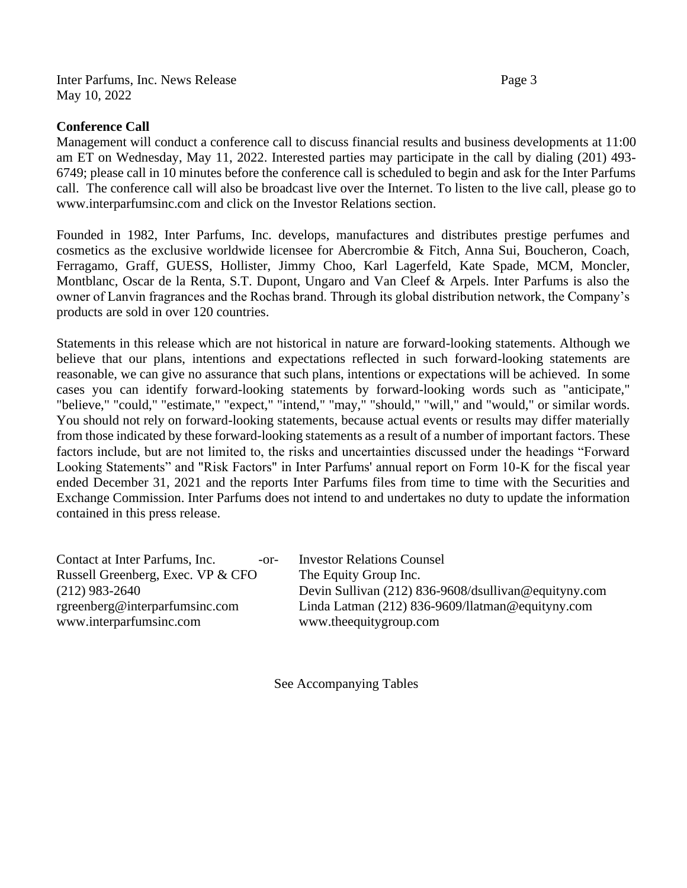**Conference Call**

Management will conduct a conference call to discuss financial results and business developments at 11:00 am ET on Wednesday, May 11, 2022. Interested parties may participate in the call by dialing (201) 493-6749; please call in 10 minutes before the conference call is scheduled to begin and ask for the Inter Parfums call. The conference call will also be broadcast live over the Internet. To listen to the live call, please go to www.interparfumsinc.com and click on the Investor Relations section.

Founded in 1982, Inter Parfums, Inc. develops, manufactures and distributes prestige perfumes and cosmetics as the exclusive worldwide licensee for Abercrombie & Fitch, Anna Sui, Boucheron, Coach, Ferragamo, Graff, GUESS, Hollister, Jimmy Choo, Karl Lagerfeld, Kate Spade, MCM, Moncler, Montblanc, Oscar de la Renta, S.T. Dupont, Ungaro and Van Cleef & Arpels. Inter Parfums is also the owner of Lanvin fragrances and the Rochas brand. Through its global distribution network, the Company's products are sold in over 120 countries.

Statements in this release which are not historical in nature are forward-looking statements. Although we believe that our plans, intentions and expectations reflected in such forward-looking statements are reasonable, we can give no assurance that such plans, intentions or expectations will be achieved. In some cases you can identify forward-looking statements by forward-looking words such as "anticipate," "believe," "could," "estimate," "expect," "intend," "may," "should," "will," and "would," or similar words. You should not rely on forward-looking statements, because actual events or results may differ materially from those indicated by these forward-looking statements as a result of a number of important factors. These factors include, but are not limited to, the risks and uncertainties discussed under the headings "Forward Looking Statements" and "Risk Factors" in Inter Parfums' annual report on Form 10-K for the fiscal year ended December 31, 2021 and the reports Inter Parfums files from time to time with the Securities and Exchange Commission. Inter Parfums does not intend to and undertakes no duty to update the information contained in this press release.

Contact at Inter Parfums, Inc.
Russell Greenberg, Exec. VP & CFO
(212) 983-2640
rgreenberg@interparfumsinc.com
www.interparfumsinc.com

-or-

Investor Relations Counsel
The Equity Group Inc.
Devin Sullivan (212) 836-9608/dsullivan@equityny.com
Linda Latman (212) 836-9609/llatman@equityny.com
www.theequitygroup.com

See Accompanying Tables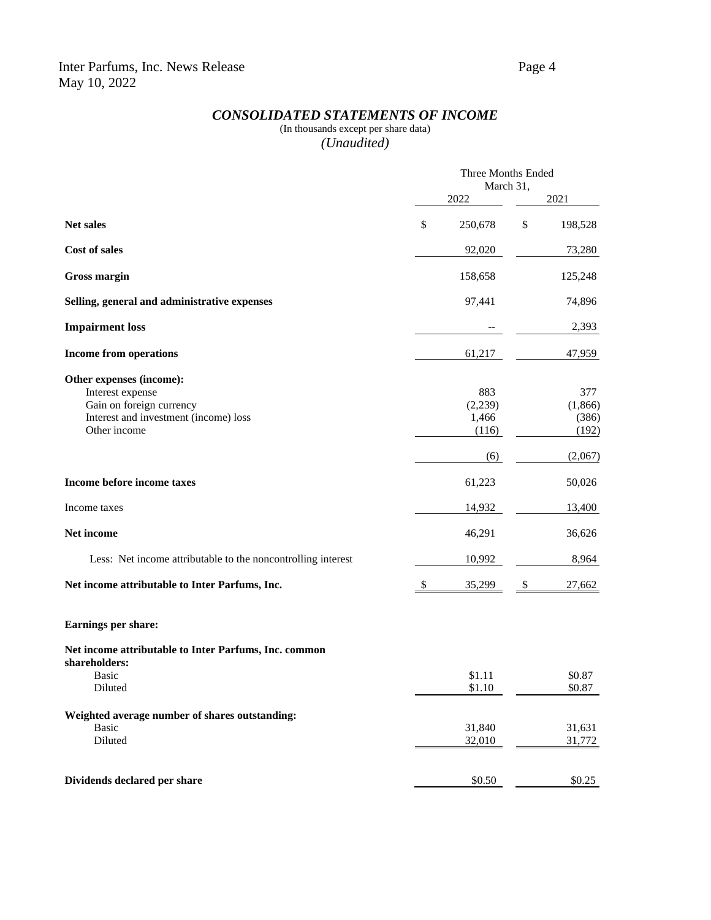## *CONSOLIDATED STATEMENTS OF INCOME*

(In thousands except per share data)

*(Unaudited)*

| | Three Months Ended March 31, | |
|---|---|---|
| | 2022 | 2021 |
| **Net sales** | $ 250,678 | $ 198,528 |
| **Cost of sales** | 92,020 | 73,280 |
| **Gross margin** | 158,658 | 125,248 |
| **Selling, general and administrative expenses** | 97,441 | 74,896 |
| **Impairment loss** | -- | 2,393 |
| **Income from operations** | 61,217 | 47,959 |
| **Other expenses (income):** | | |
| Interest expense | 883 | 377 |
| Gain on foreign currency | (2,239) | (1,866) |
| Interest and investment (income) loss | 1,466 | (386) |
| Other income | (116) | (192) |
| | (6) | (2,067) |
| **Income before income taxes** | 61,223 | 50,026 |
| Income taxes | 14,932 | 13,400 |
| **Net income** | 46,291 | 36,626 |
| Less: Net income attributable to the noncontrolling interest | 10,992 | 8,964 |
| **Net income attributable to Inter Parfums, Inc.** | $ 35,299 | $ 27,662 |
| **Earnings per share:** | | |
| **Net income attributable to Inter Parfums, Inc. common shareholders:** | | |
| Basic | $1.11 | $0.87 |
| Diluted | $1.10 | $0.87 |
| **Weighted average number of shares outstanding:** | | |
| Basic | 31,840 | 31,631 |
| Diluted | 32,010 | 31,772 |
| **Dividends declared per share** | $0.50 | $0.25 |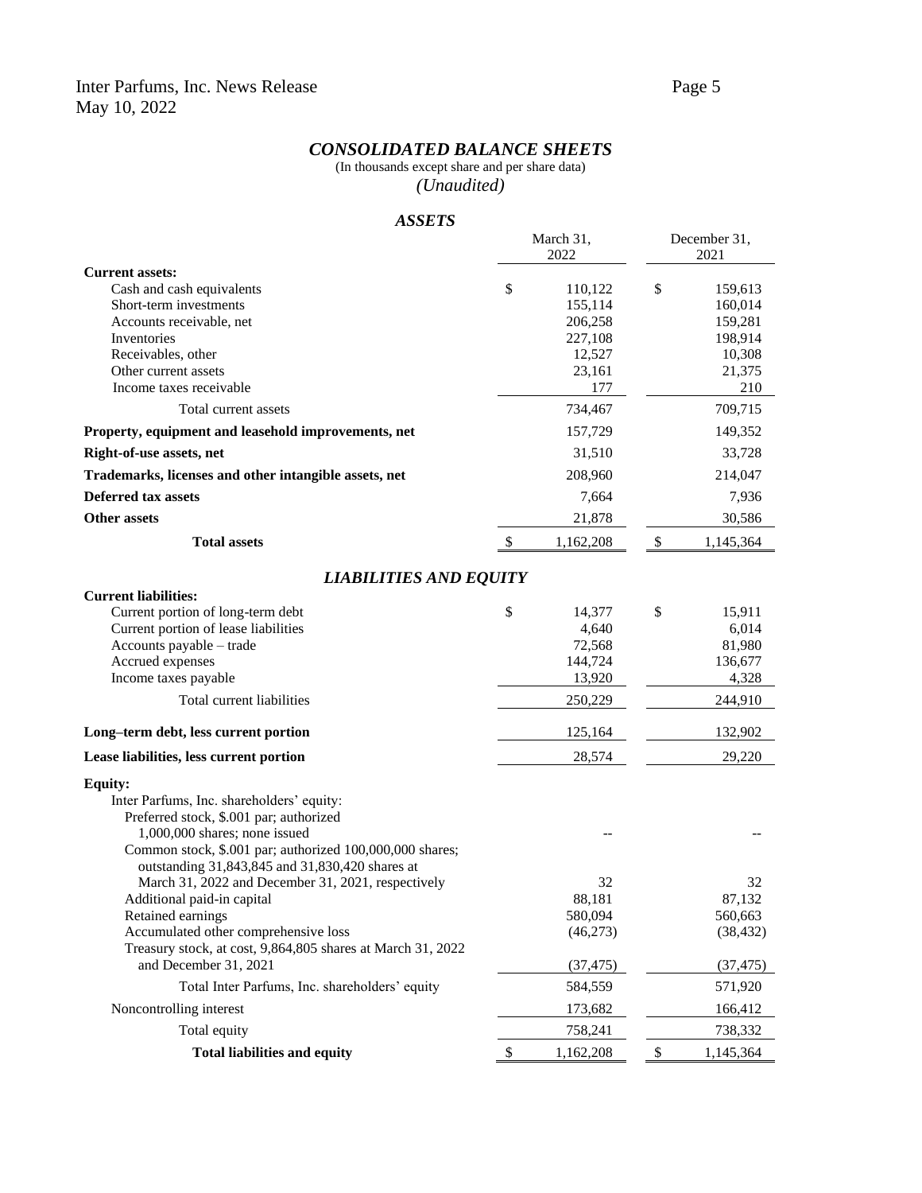## *CONSOLIDATED BALANCE SHEETS*

(In thousands except share and per share data)

*(Unaudited)*

### *ASSETS*

| | March 31, 2022 | December 31, 2021 |
|---|---|---|
| **Current assets:** | | |
| Cash and cash equivalents | $ 110,122 | $ 159,613 |
| Short-term investments | 155,114 | 160,014 |
| Accounts receivable, net | 206,258 | 159,281 |
| Inventories | 227,108 | 198,914 |
| Receivables, other | 12,527 | 10,308 |
| Other current assets | 23,161 | 21,375 |
| Income taxes receivable | 177 | 210 |
| Total current assets | 734,467 | 709,715 |
| **Property, equipment and leasehold improvements, net** | 157,729 | 149,352 |
| **Right-of-use assets, net** | 31,510 | 33,728 |
| **Trademarks, licenses and other intangible assets, net** | 208,960 | 214,047 |
| **Deferred tax assets** | 7,664 | 7,936 |
| **Other assets** | 21,878 | 30,586 |
| **Total assets** | $ 1,162,208 | $ 1,145,364 |

### *LIABILITIES AND EQUITY*

| | March 31, 2022 | December 31, 2021 |
|---|---|---|
| **Current liabilities:** | | |
| Current portion of long-term debt | $ 14,377 | $ 15,911 |
| Current portion of lease liabilities | 4,640 | 6,014 |
| Accounts payable – trade | 72,568 | 81,980 |
| Accrued expenses | 144,724 | 136,677 |
| Income taxes payable | 13,920 | 4,328 |
| Total current liabilities | 250,229 | 244,910 |
| **Long–term debt, less current portion** | 125,164 | 132,902 |
| **Lease liabilities, less current portion** | 28,574 | 29,220 |
| **Equity:** | | |
| Inter Parfums, Inc. shareholders' equity: | | |
| Preferred stock, $.001 par; authorized 1,000,000 shares; none issued | -- | -- |
| Common stock, $.001 par; authorized 100,000,000 shares; outstanding 31,843,845 and 31,830,420 shares at March 31, 2022 and December 31, 2021, respectively | 32 | 32 |
| Additional paid-in capital | 88,181 | 87,132 |
| Retained earnings | 580,094 | 560,663 |
| Accumulated other comprehensive loss | (46,273) | (38,432) |
| Treasury stock, at cost, 9,864,805 shares at March 31, 2022 and December 31, 2021 | (37,475) | (37,475) |
| Total Inter Parfums, Inc. shareholders' equity | 584,559 | 571,920 |
| Noncontrolling interest | 173,682 | 166,412 |
| Total equity | 758,241 | 738,332 |
| **Total liabilities and equity** | $ 1,162,208 | $ 1,145,364 |